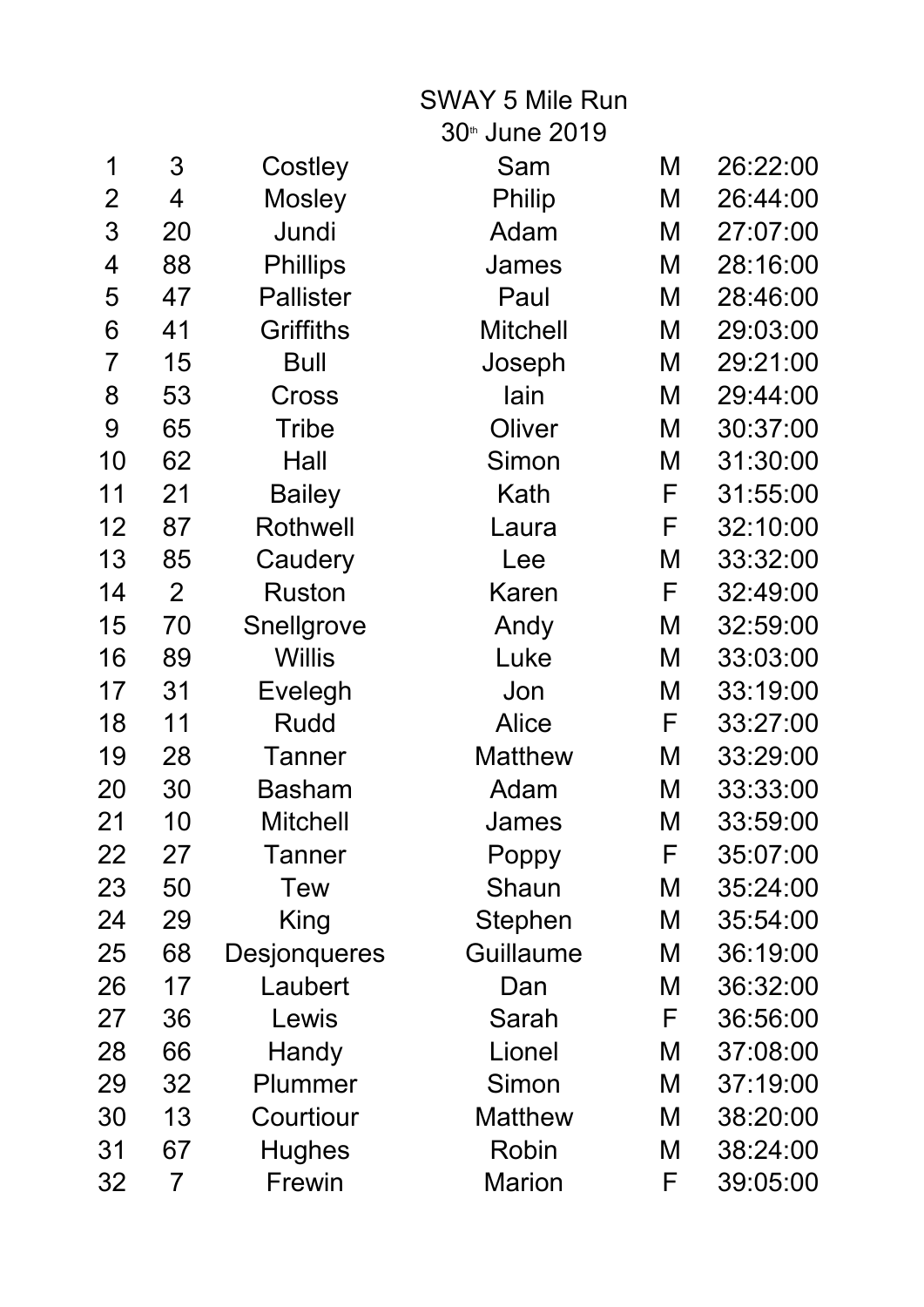# SWAY 5 Mile Run

## 30th June 2019

| | | | | | |
|---|---|---|---|---|---|
| 1 | 3 | Costley | Sam | M | 26:22:00 |
| 2 | 4 | Mosley | Philip | M | 26:44:00 |
| 3 | 20 | Jundi | Adam | M | 27:07:00 |
| 4 | 88 | Phillips | James | M | 28:16:00 |
| 5 | 47 | Pallister | Paul | M | 28:46:00 |
| 6 | 41 | Griffiths | Mitchell | M | 29:03:00 |
| 7 | 15 | Bull | Joseph | M | 29:21:00 |
| 8 | 53 | Cross | Iain | M | 29:44:00 |
| 9 | 65 | Tribe | Oliver | M | 30:37:00 |
| 10 | 62 | Hall | Simon | M | 31:30:00 |
| 11 | 21 | Bailey | Kath | F | 31:55:00 |
| 12 | 87 | Rothwell | Laura | F | 32:10:00 |
| 13 | 85 | Caudery | Lee | M | 33:32:00 |
| 14 | 2 | Ruston | Karen | F | 32:49:00 |
| 15 | 70 | Snellgrove | Andy | M | 32:59:00 |
| 16 | 89 | Willis | Luke | M | 33:03:00 |
| 17 | 31 | Evelegh | Jon | M | 33:19:00 |
| 18 | 11 | Rudd | Alice | F | 33:27:00 |
| 19 | 28 | Tanner | Matthew | M | 33:29:00 |
| 20 | 30 | Basham | Adam | M | 33:33:00 |
| 21 | 10 | Mitchell | James | M | 33:59:00 |
| 22 | 27 | Tanner | Poppy | F | 35:07:00 |
| 23 | 50 | Tew | Shaun | M | 35:24:00 |
| 24 | 29 | King | Stephen | M | 35:54:00 |
| 25 | 68 | Desjonqueres | Guillaume | M | 36:19:00 |
| 26 | 17 | Laubert | Dan | M | 36:32:00 |
| 27 | 36 | Lewis | Sarah | F | 36:56:00 |
| 28 | 66 | Handy | Lionel | M | 37:08:00 |
| 29 | 32 | Plummer | Simon | M | 37:19:00 |
| 30 | 13 | Courtiour | Matthew | M | 38:20:00 |
| 31 | 67 | Hughes | Robin | M | 38:24:00 |
| 32 | 7 | Frewin | Marion | F | 39:05:00 |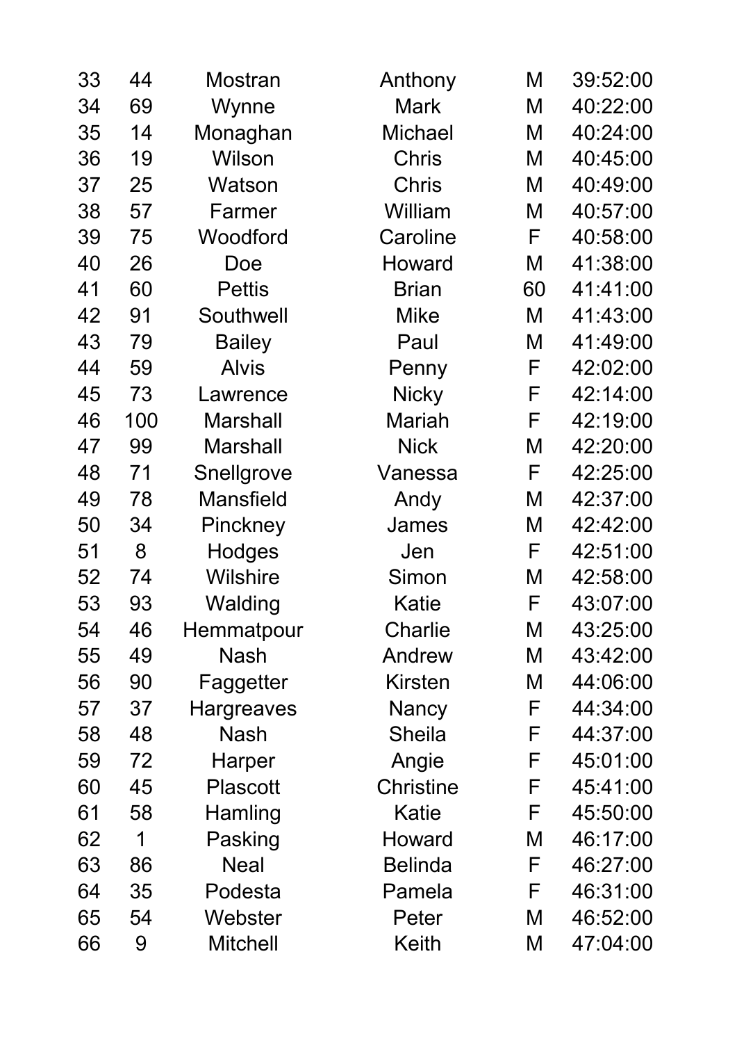| | | | | | |
|---|---|---|---|---|---|
| 33 | 44 | Mostran | Anthony | M | 39:52:00 |
| 34 | 69 | Wynne | Mark | M | 40:22:00 |
| 35 | 14 | Monaghan | Michael | M | 40:24:00 |
| 36 | 19 | Wilson | Chris | M | 40:45:00 |
| 37 | 25 | Watson | Chris | M | 40:49:00 |
| 38 | 57 | Farmer | William | M | 40:57:00 |
| 39 | 75 | Woodford | Caroline | F | 40:58:00 |
| 40 | 26 | Doe | Howard | M | 41:38:00 |
| 41 | 60 | Pettis | Brian | 60 | 41:41:00 |
| 42 | 91 | Southwell | Mike | M | 41:43:00 |
| 43 | 79 | Bailey | Paul | M | 41:49:00 |
| 44 | 59 | Alvis | Penny | F | 42:02:00 |
| 45 | 73 | Lawrence | Nicky | F | 42:14:00 |
| 46 | 100 | Marshall | Mariah | F | 42:19:00 |
| 47 | 99 | Marshall | Nick | M | 42:20:00 |
| 48 | 71 | Snellgrove | Vanessa | F | 42:25:00 |
| 49 | 78 | Mansfield | Andy | M | 42:37:00 |
| 50 | 34 | Pinckney | James | M | 42:42:00 |
| 51 | 8 | Hodges | Jen | F | 42:51:00 |
| 52 | 74 | Wilshire | Simon | M | 42:58:00 |
| 53 | 93 | Walding | Katie | F | 43:07:00 |
| 54 | 46 | Hemmatpour | Charlie | M | 43:25:00 |
| 55 | 49 | Nash | Andrew | M | 43:42:00 |
| 56 | 90 | Faggetter | Kirsten | M | 44:06:00 |
| 57 | 37 | Hargreaves | Nancy | F | 44:34:00 |
| 58 | 48 | Nash | Sheila | F | 44:37:00 |
| 59 | 72 | Harper | Angie | F | 45:01:00 |
| 60 | 45 | Plascott | Christine | F | 45:41:00 |
| 61 | 58 | Hamling | Katie | F | 45:50:00 |
| 62 | 1 | Pasking | Howard | M | 46:17:00 |
| 63 | 86 | Neal | Belinda | F | 46:27:00 |
| 64 | 35 | Podesta | Pamela | F | 46:31:00 |
| 65 | 54 | Webster | Peter | M | 46:52:00 |
| 66 | 9 | Mitchell | Keith | M | 47:04:00 |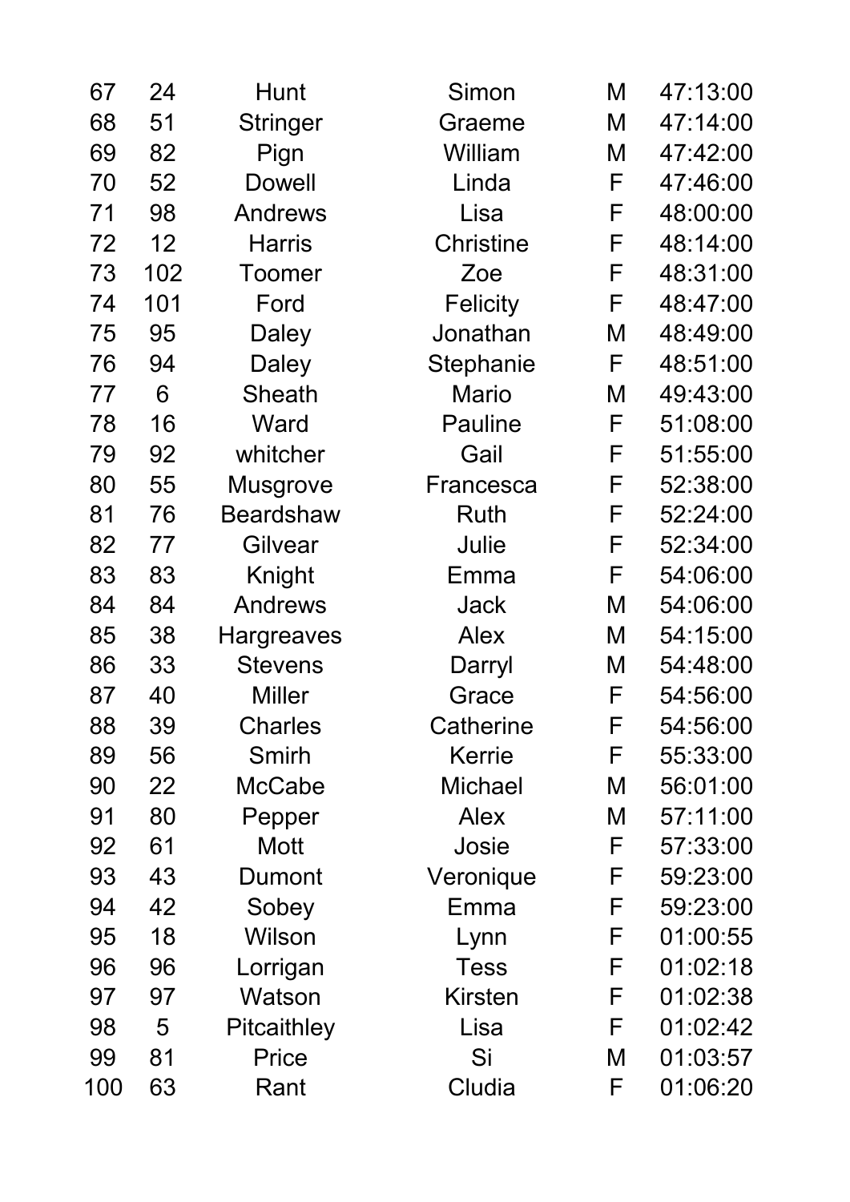| | | | | | |
|---|---|---|---|---|---|
| 67 | 24 | Hunt | Simon | M | 47:13:00 |
| 68 | 51 | Stringer | Graeme | M | 47:14:00 |
| 69 | 82 | Pign | William | M | 47:42:00 |
| 70 | 52 | Dowell | Linda | F | 47:46:00 |
| 71 | 98 | Andrews | Lisa | F | 48:00:00 |
| 72 | 12 | Harris | Christine | F | 48:14:00 |
| 73 | 102 | Toomer | Zoe | F | 48:31:00 |
| 74 | 101 | Ford | Felicity | F | 48:47:00 |
| 75 | 95 | Daley | Jonathan | M | 48:49:00 |
| 76 | 94 | Daley | Stephanie | F | 48:51:00 |
| 77 | 6 | Sheath | Mario | M | 49:43:00 |
| 78 | 16 | Ward | Pauline | F | 51:08:00 |
| 79 | 92 | whitcher | Gail | F | 51:55:00 |
| 80 | 55 | Musgrove | Francesca | F | 52:38:00 |
| 81 | 76 | Beardshaw | Ruth | F | 52:24:00 |
| 82 | 77 | Gilvear | Julie | F | 52:34:00 |
| 83 | 83 | Knight | Emma | F | 54:06:00 |
| 84 | 84 | Andrews | Jack | M | 54:06:00 |
| 85 | 38 | Hargreaves | Alex | M | 54:15:00 |
| 86 | 33 | Stevens | Darryl | M | 54:48:00 |
| 87 | 40 | Miller | Grace | F | 54:56:00 |
| 88 | 39 | Charles | Catherine | F | 54:56:00 |
| 89 | 56 | Smirh | Kerrie | F | 55:33:00 |
| 90 | 22 | McCabe | Michael | M | 56:01:00 |
| 91 | 80 | Pepper | Alex | M | 57:11:00 |
| 92 | 61 | Mott | Josie | F | 57:33:00 |
| 93 | 43 | Dumont | Veronique | F | 59:23:00 |
| 94 | 42 | Sobey | Emma | F | 59:23:00 |
| 95 | 18 | Wilson | Lynn | F | 01:00:55 |
| 96 | 96 | Lorrigan | Tess | F | 01:02:18 |
| 97 | 97 | Watson | Kirsten | F | 01:02:38 |
| 98 | 5 | Pitcaithley | Lisa | F | 01:02:42 |
| 99 | 81 | Price | Si | M | 01:03:57 |
| 100 | 63 | Rant | Cludia | F | 01:06:20 |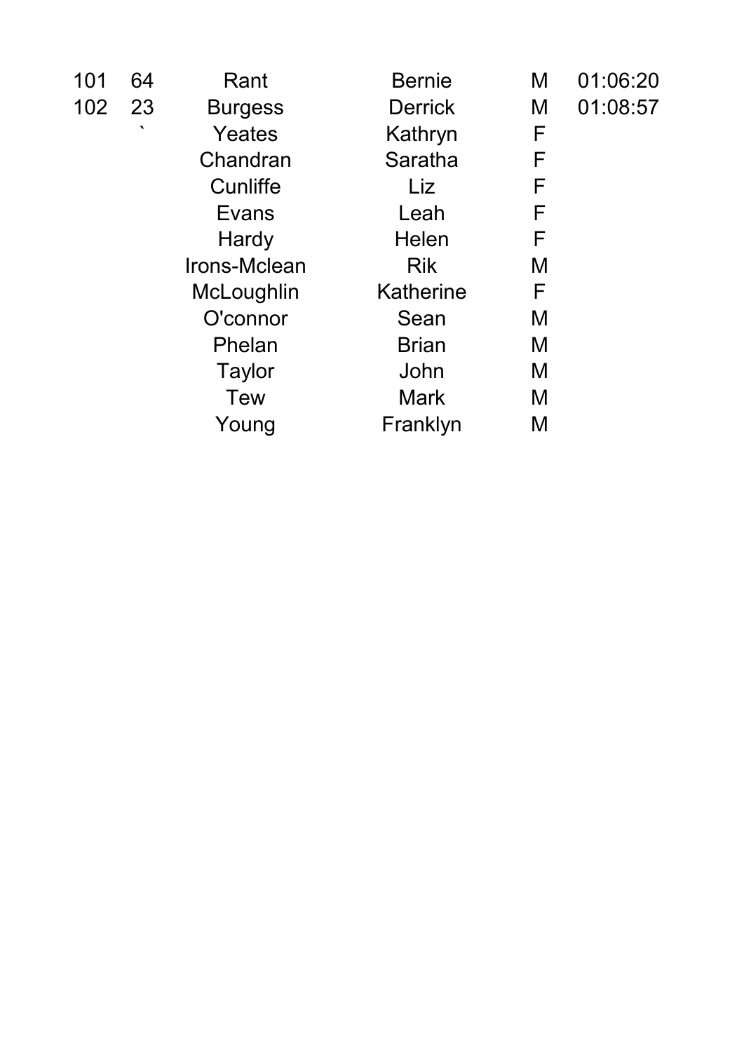| | | | | | |
|---|---|---|---|---|---|
| 101 | 64 | Rant | Bernie | M | 01:06:20 |
| 102 | 23 | Burgess | Derrick | M | 01:08:57 |
| | ` | Yeates | Kathryn | F | |
| | | Chandran | Saratha | F | |
| | | Cunliffe | Liz | F | |
| | | Evans | Leah | F | |
| | | Hardy | Helen | F | |
| | | Irons-Mclean | Rik | M | |
| | | McLoughlin | Katherine | F | |
| | | O'connor | Sean | M | |
| | | Phelan | Brian | M | |
| | | Taylor | John | M | |
| | | Tew | Mark | M | |
| | | Young | Franklyn | M | |